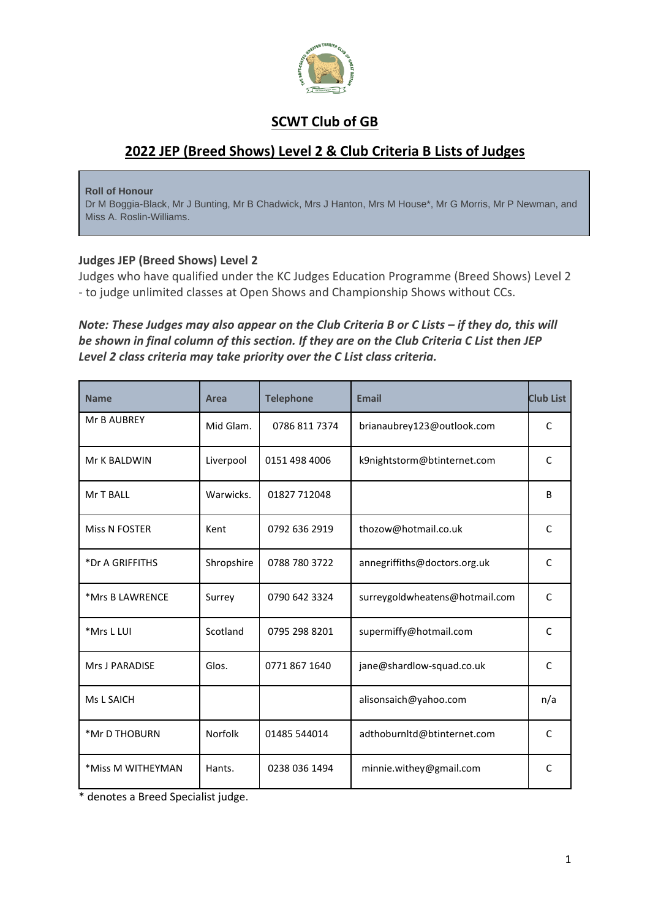# SCWT Club of GB

## 2022 JEP (Breed Shows) Level 2 & Club Criteria B Lists of Judges

**Roll of Honour**
Dr M Boggia-Black, Mr J Bunting, Mr B Chadwick, Mrs J Hanton, Mrs M House*, Mr G Morris, Mr P Newman, and Miss A. Roslin-Williams.

### Judges JEP (Breed Shows) Level 2

Judges who have qualified under the KC Judges Education Programme (Breed Shows) Level 2 - to judge unlimited classes at Open Shows and Championship Shows without CCs.

***Note: These Judges may also appear on the Club Criteria B or C Lists – if they do, this will be shown in final column of this section. If they are on the Club Criteria C List then JEP Level 2 class criteria may take priority over the C List class criteria.***

| Name | Area | Telephone | Email | Club List |
|---|---|---|---|---|
| Mr B AUBREY | Mid Glam. | 0786 811 7374 | brianaubrey123@outlook.com | C |
| Mr K BALDWIN | Liverpool | 0151 498 4006 | k9nightstorm@btinternet.com | C |
| Mr T BALL | Warwicks. | 01827 712048 | | B |
| Miss N FOSTER | Kent | 0792 636 2919 | thozow@hotmail.co.uk | C |
| *Dr A GRIFFITHS | Shropshire | 0788 780 3722 | annegriffiths@doctors.org.uk | C |
| *Mrs B LAWRENCE | Surrey | 0790 642 3324 | surreygoldwheatens@hotmail.com | C |
| *Mrs L LUI | Scotland | 0795 298 8201 | supermiffy@hotmail.com | C |
| Mrs J PARADISE | Glos. | 0771 867 1640 | jane@shardlow-squad.co.uk | C |
| Ms L SAICH | | | alisonsaich@yahoo.com | n/a |
| *Mr D THOBURN | Norfolk | 01485 544014 | adthoburnltd@btinternet.com | C |
| *Miss M WITHEYMAN | Hants. | 0238 036 1494 | minnie.withey@gmail.com | C |

* denotes a Breed Specialist judge.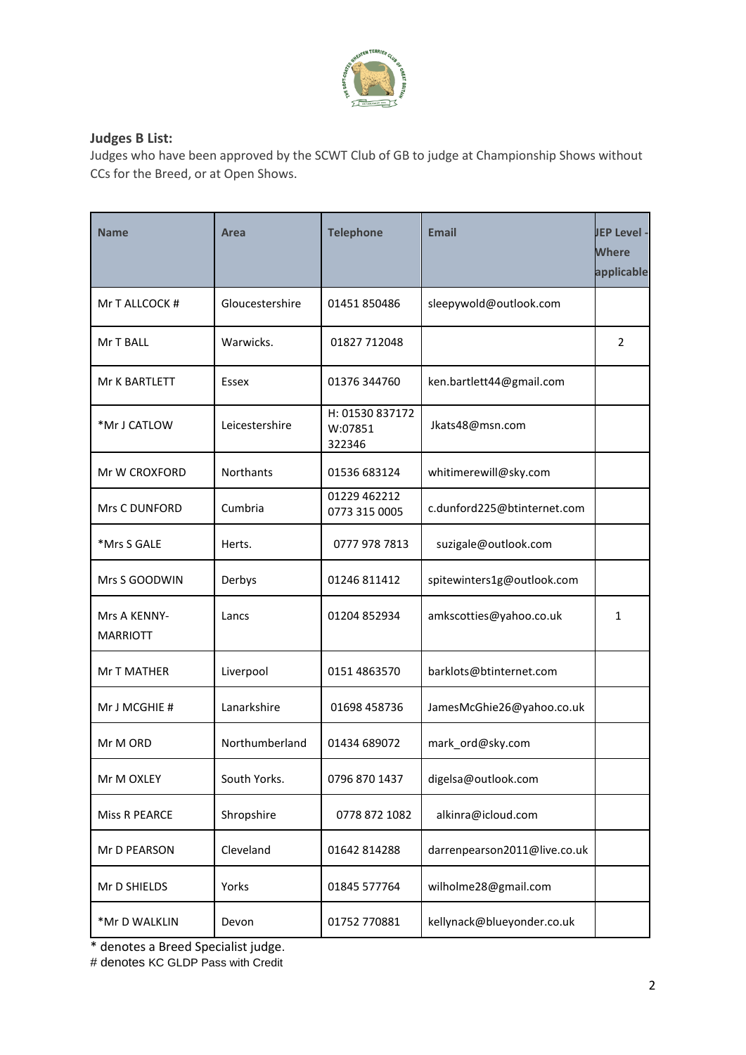## Judges B List:

Judges who have been approved by the SCWT Club of GB to judge at Championship Shows without CCs for the Breed, or at Open Shows.

| Name | Area | Telephone | Email | JEP Level - Where applicable |
|---|---|---|---|---|
| Mr T ALLCOCK # | Gloucestershire | 01451 850486 | sleepywold@outlook.com | |
| Mr T BALL | Warwicks. | 01827 712048 | | 2 |
| Mr K BARTLETT | Essex | 01376 344760 | ken.bartlett44@gmail.com | |
| *Mr J CATLOW | Leicestershire | H: 01530 837172 W:07851 322346 | Jkats48@msn.com | |
| Mr W CROXFORD | Northants | 01536 683124 | whitimerewill@sky.com | |
| Mrs C DUNFORD | Cumbria | 01229 462212 0773 315 0005 | c.dunford225@btinternet.com | |
| *Mrs S GALE | Herts. | 0777 978 7813 | suzigale@outlook.com | |
| Mrs S GOODWIN | Derbys | 01246 811412 | spitewinters1g@outlook.com | |
| Mrs A KENNY-MARRIOTT | Lancs | 01204 852934 | amkscotties@yahoo.co.uk | 1 |
| Mr T MATHER | Liverpool | 0151 4863570 | barklots@btinternet.com | |
| Mr J MCGHIE # | Lanarkshire | 01698 458736 | JamesMcGhie26@yahoo.co.uk | |
| Mr M ORD | Northumberland | 01434 689072 | mark_ord@sky.com | |
| Mr M OXLEY | South Yorks. | 0796 870 1437 | digelsa@outlook.com | |
| Miss R PEARCE | Shropshire | 0778 872 1082 | alkinra@icloud.com | |
| Mr D PEARSON | Cleveland | 01642 814288 | darrenpearson2011@live.co.uk | |
| Mr D SHIELDS | Yorks | 01845 577764 | wilholme28@gmail.com | |
| *Mr D WALKLIN | Devon | 01752 770881 | kellynack@blueyonder.co.uk | |

* denotes a Breed Specialist judge.
# denotes KC GLDP Pass with Credit